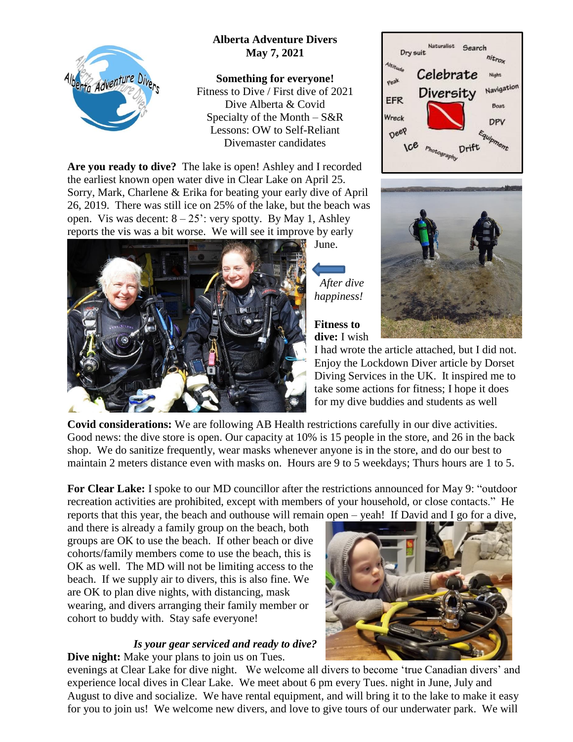**Alberta Adventure Divers**
**May 7, 2021**

**Something for everyone!**
Fitness to Dive / First dive of 2021
Dive Alberta & Covid
Specialty of the Month – S&R
Lessons: OW to Self-Reliant
Divemaster candidates

**Are you ready to dive?** The lake is open! Ashley and I recorded the earliest known open water dive in Clear Lake on April 25. Sorry, Mark, Charlene & Erika for beating your early dive of April 26, 2019. There was still ice on 25% of the lake, but the beach was open. Vis was decent: 8 – 25': very spotty. By May 1, Ashley reports the vis was a bit worse. We will see it improve by early June.

*After dive happiness!*

**Fitness to dive:** I wish I had wrote the article attached, but I did not. Enjoy the Lockdown Diver article by Dorset Diving Services in the UK. It inspired me to take some actions for fitness; I hope it does for my dive buddies and students as well

**Covid considerations:** We are following AB Health restrictions carefully in our dive activities. Good news: the dive store is open. Our capacity at 10% is 15 people in the store, and 26 in the back shop. We do sanitize frequently, wear masks whenever anyone is in the store, and do our best to maintain 2 meters distance even with masks on. Hours are 9 to 5 weekdays; Thurs hours are 1 to 5.

**For Clear Lake:** I spoke to our MD councillor after the restrictions announced for May 9: "outdoor recreation activities are prohibited, except with members of your household, or close contacts." He reports that this year, the beach and outhouse will remain open – yeah! If David and I go for a dive, and there is already a family group on the beach, both groups are OK to use the beach. If other beach or dive cohorts/family members come to use the beach, this is OK as well. The MD will not be limiting access to the beach. If we supply air to divers, this is also fine. We are OK to plan dive nights, with distancing, mask wearing, and divers arranging their family member or cohort to buddy with. Stay safe everyone!

***Is your gear serviced and ready to dive?***

**Dive night:** Make your plans to join us on Tues. evenings at Clear Lake for dive night. We welcome all divers to become 'true Canadian divers' and experience local dives in Clear Lake. We meet about 6 pm every Tues. night in June, July and August to dive and socialize. We have rental equipment, and will bring it to the lake to make it easy for you to join us! We welcome new divers, and love to give tours of our underwater park. We will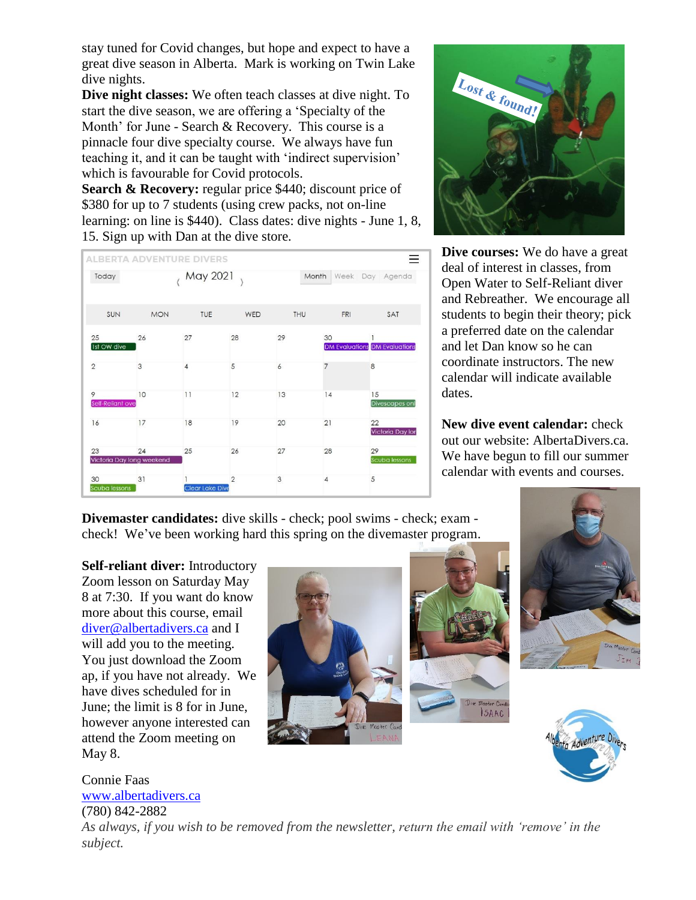stay tuned for Covid changes, but hope and expect to have a great dive season in Alberta. Mark is working on Twin Lake dive nights.

**Dive night classes:** We often teach classes at dive night. To start the dive season, we are offering a 'Specialty of the Month' for June - Search & Recovery. This course is a pinnacle four dive specialty course. We always have fun teaching it, and it can be taught with 'indirect supervision' which is favourable for Covid protocols.

**Search & Recovery:** regular price $440; discount price of $380 for up to 7 students (using crew packs, not on-line learning: on line is $440). Class dates: dive nights - June 1, 8, 15. Sign up with Dan at the dive store.

**Dive courses:** We do have a great deal of interest in classes, from Open Water to Self-Reliant diver and Rebreather. We encourage all students to begin their theory; pick a preferred date on the calendar and let Dan know so he can coordinate instructors. The new calendar will indicate available dates.

**New dive event calendar:** check out our website: AlbertaDivers.ca. We have begun to fill our summer calendar with events and courses.

**Divemaster candidates:** dive skills - check; pool swims - check; exam - check! We've been working hard this spring on the divemaster program.

**Self-reliant diver:** Introductory Zoom lesson on Saturday May 8 at 7:30. If you want do know more about this course, email diver@albertadivers.ca and I will add you to the meeting. You just download the Zoom ap, if you have not already. We have dives scheduled for in June; the limit is 8 for in June, however anyone interested can attend the Zoom meeting on May 8.

Connie Faas
www.albertadivers.ca
(780) 842-2882

*As always, if you wish to be removed from the newsletter, return the email with 'remove' in the subject.*